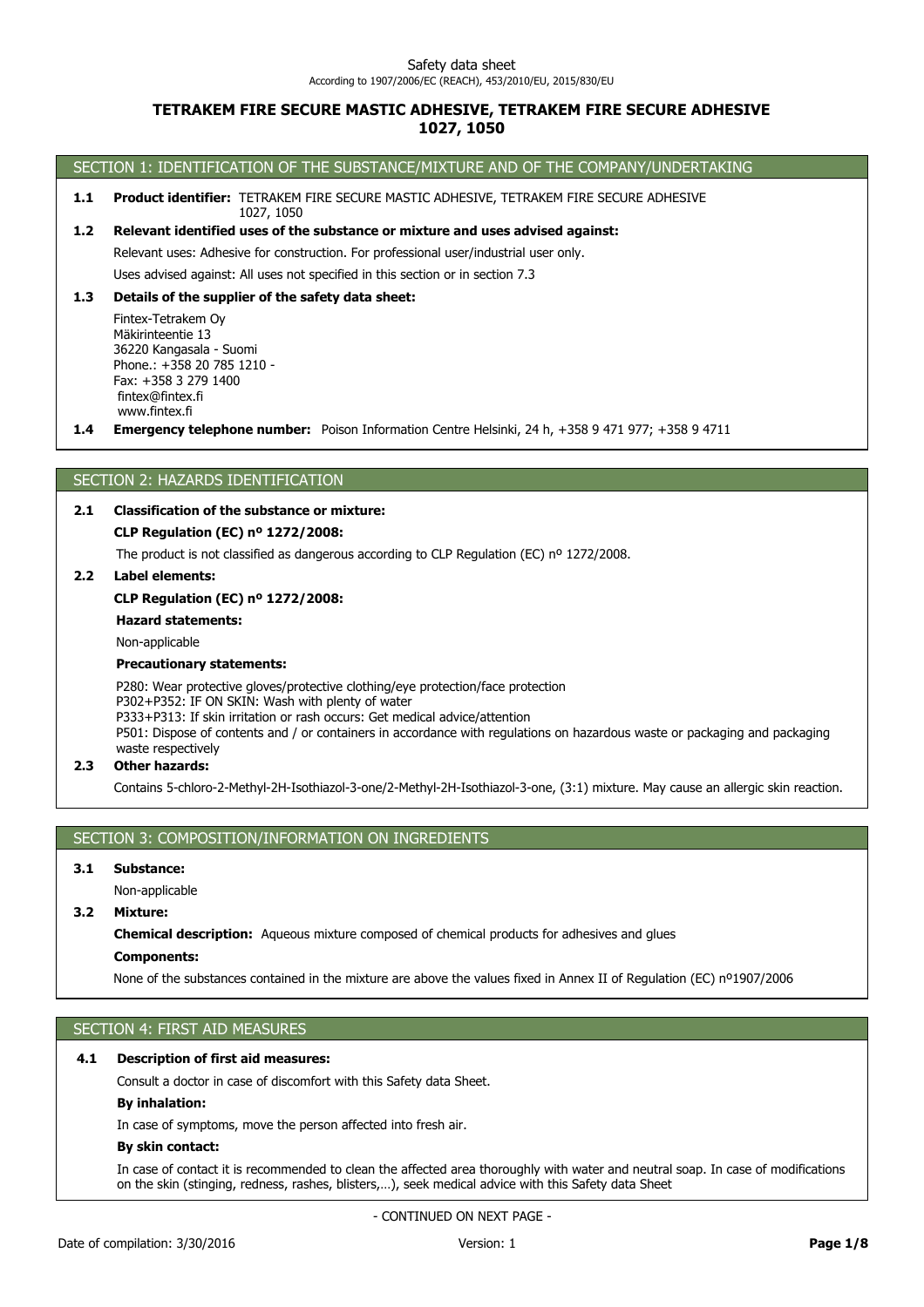Safety data sheet
According to 1907/2006/EC (REACH), 453/2010/EU, 2015/830/EU

# TETRAKEM FIRE SECURE MASTIC ADHESIVE, TETRAKEM FIRE SECURE ADHESIVE 1027, 1050

## SECTION 1: IDENTIFICATION OF THE SUBSTANCE/MIXTURE AND OF THE COMPANY/UNDERTAKING

**1.1 Product identifier:** TETRAKEM FIRE SECURE MASTIC ADHESIVE, TETRAKEM FIRE SECURE ADHESIVE 1027, 1050

**1.2 Relevant identified uses of the substance or mixture and uses advised against:**

Relevant uses: Adhesive for construction. For professional user/industrial user only.

Uses advised against: All uses not specified in this section or in section 7.3

**1.3 Details of the supplier of the safety data sheet:**

Fintex-Tetrakem Oy
Mäkirinteentie 13
36220 Kangasala - Suomi
Phone.: +358 20 785 1210 -
Fax: +358 3 279 1400
fintex@fintex.fi
www.fintex.fi

**1.4 Emergency telephone number:** Poison Information Centre Helsinki, 24 h, +358 9 471 977; +358 9 4711

## SECTION 2: HAZARDS IDENTIFICATION

**2.1 Classification of the substance or mixture:**

**CLP Regulation (EC) nº 1272/2008:**

The product is not classified as dangerous according to CLP Regulation (EC) nº 1272/2008.

**2.2 Label elements:**

**CLP Regulation (EC) nº 1272/2008:**

**Hazard statements:**

Non-applicable

**Precautionary statements:**

P280: Wear protective gloves/protective clothing/eye protection/face protection
P302+P352: IF ON SKIN: Wash with plenty of water
P333+P313: If skin irritation or rash occurs: Get medical advice/attention
P501: Dispose of contents and / or containers in accordance with regulations on hazardous waste or packaging and packaging waste respectively

**2.3 Other hazards:**

Contains 5-chloro-2-Methyl-2H-Isothiazol-3-one/2-Methyl-2H-Isothiazol-3-one, (3:1) mixture. May cause an allergic skin reaction.

## SECTION 3: COMPOSITION/INFORMATION ON INGREDIENTS

**3.1 Substance:**

Non-applicable

**3.2 Mixture:**

**Chemical description:** Aqueous mixture composed of chemical products for adhesives and glues

**Components:**

None of the substances contained in the mixture are above the values fixed in Annex II of Regulation (EC) nº1907/2006

## SECTION 4: FIRST AID MEASURES

**4.1 Description of first aid measures:**

Consult a doctor in case of discomfort with this Safety data Sheet.

**By inhalation:**

In case of symptoms, move the person affected into fresh air.

**By skin contact:**

In case of contact it is recommended to clean the affected area thoroughly with water and neutral soap. In case of modifications on the skin (stinging, redness, rashes, blisters,…), seek medical advice with this Safety data Sheet

- CONTINUED ON NEXT PAGE -

Date of compilation: 3/30/2016 Version: 1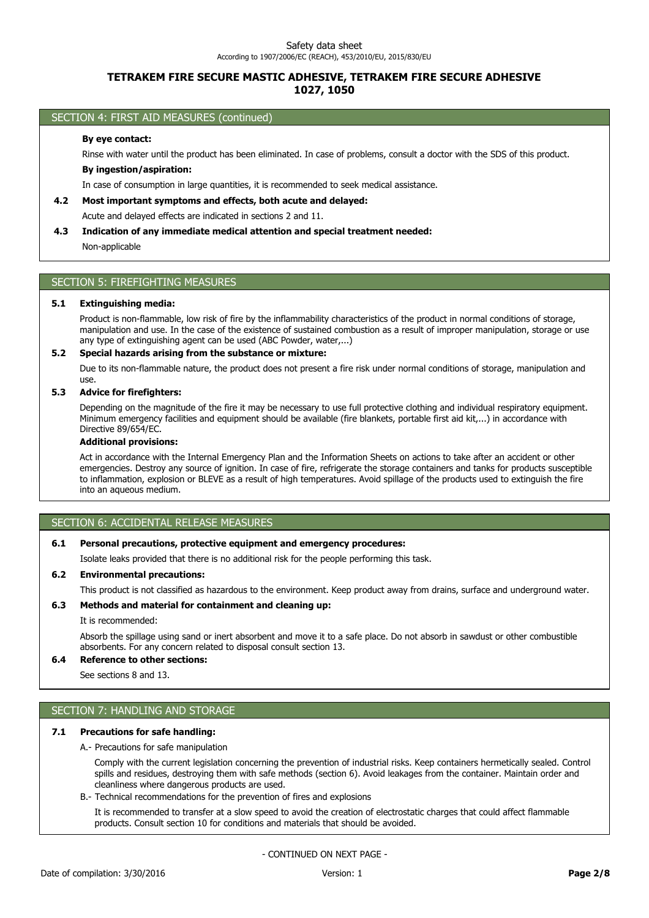## SECTION 4: FIRST AID MEASURES (continued)

**By eye contact:**

Rinse with water until the product has been eliminated. In case of problems, consult a doctor with the SDS of this product.

**By ingestion/aspiration:**

In case of consumption in large quantities, it is recommended to seek medical assistance.

**4.2 Most important symptoms and effects, both acute and delayed:**

Acute and delayed effects are indicated in sections 2 and 11.

**4.3 Indication of any immediate medical attention and special treatment needed:**

Non-applicable

## SECTION 5: FIREFIGHTING MEASURES

**5.1 Extinguishing media:**

Product is non-flammable, low risk of fire by the inflammability characteristics of the product in normal conditions of storage, manipulation and use. In the case of the existence of sustained combustion as a result of improper manipulation, storage or use any type of extinguishing agent can be used (ABC Powder, water,...)

**5.2 Special hazards arising from the substance or mixture:**

Due to its non-flammable nature, the product does not present a fire risk under normal conditions of storage, manipulation and use.

**5.3 Advice for firefighters:**

Depending on the magnitude of the fire it may be necessary to use full protective clothing and individual respiratory equipment. Minimum emergency facilities and equipment should be available (fire blankets, portable first aid kit,...) in accordance with Directive 89/654/EC.

**Additional provisions:**

Act in accordance with the Internal Emergency Plan and the Information Sheets on actions to take after an accident or other emergencies. Destroy any source of ignition. In case of fire, refrigerate the storage containers and tanks for products susceptible to inflammation, explosion or BLEVE as a result of high temperatures. Avoid spillage of the products used to extinguish the fire into an aqueous medium.

## SECTION 6: ACCIDENTAL RELEASE MEASURES

**6.1 Personal precautions, protective equipment and emergency procedures:**

Isolate leaks provided that there is no additional risk for the people performing this task.

**6.2 Environmental precautions:**

This product is not classified as hazardous to the environment. Keep product away from drains, surface and underground water.

**6.3 Methods and material for containment and cleaning up:**

It is recommended:

Absorb the spillage using sand or inert absorbent and move it to a safe place. Do not absorb in sawdust or other combustible absorbents. For any concern related to disposal consult section 13.

**6.4 Reference to other sections:**

See sections 8 and 13.

## SECTION 7: HANDLING AND STORAGE

**7.1 Precautions for safe handling:**

A.- Precautions for safe manipulation

Comply with the current legislation concerning the prevention of industrial risks. Keep containers hermetically sealed. Control spills and residues, destroying them with safe methods (section 6). Avoid leakages from the container. Maintain order and cleanliness where dangerous products are used.

B.- Technical recommendations for the prevention of fires and explosions

It is recommended to transfer at a slow speed to avoid the creation of electrostatic charges that could affect flammable products. Consult section 10 for conditions and materials that should be avoided.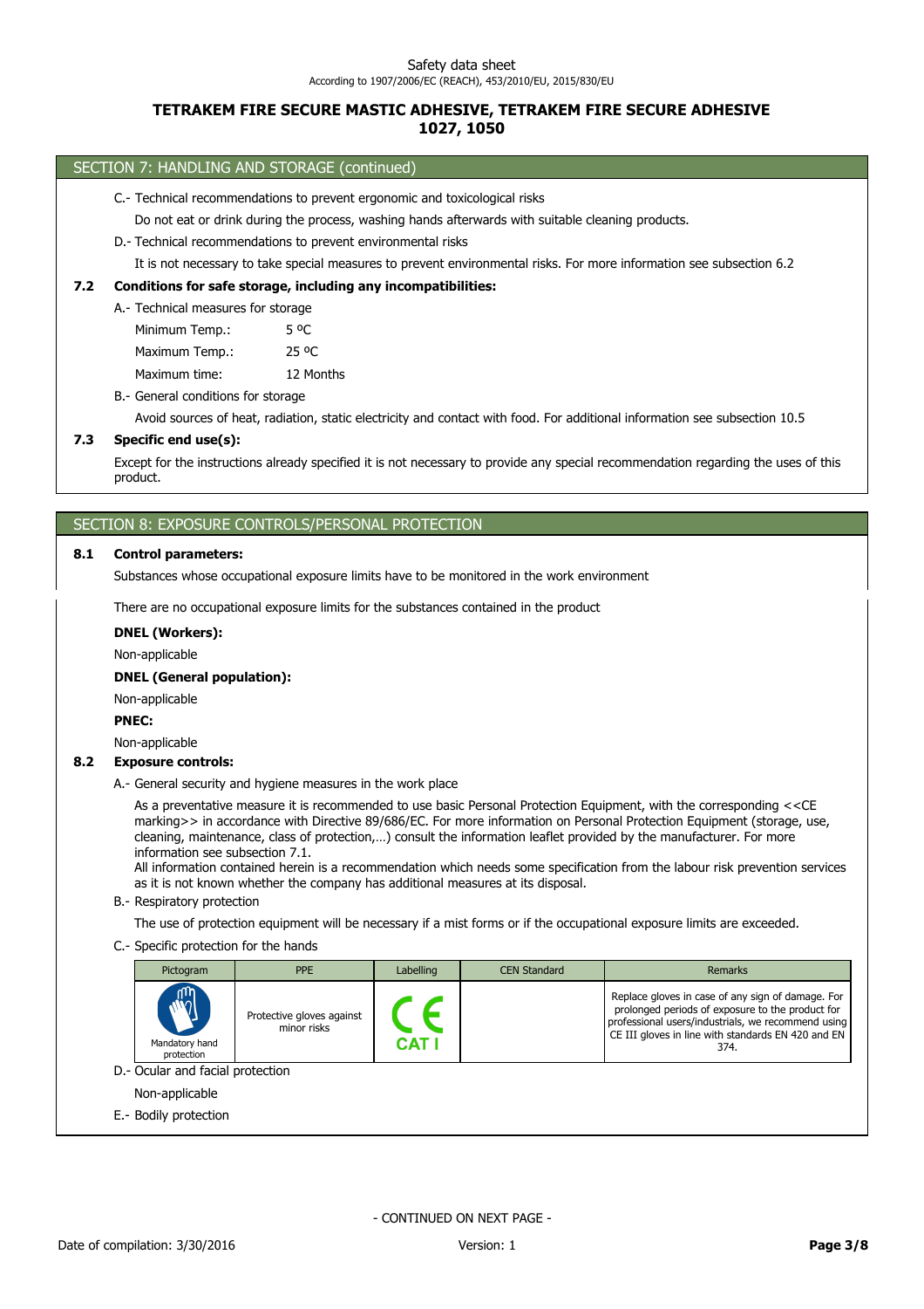## SECTION 7: HANDLING AND STORAGE (continued)

C.- Technical recommendations to prevent ergonomic and toxicological risks

Do not eat or drink during the process, washing hands afterwards with suitable cleaning products.

D.- Technical recommendations to prevent environmental risks

It is not necessary to take special measures to prevent environmental risks. For more information see subsection 6.2

### 7.2 Conditions for safe storage, including any incompatibilities:

A.- Technical measures for storage

| | |
|---|---|
| Minimum Temp.: | 5 ºC |
| Maximum Temp.: | 25 ºC |
| Maximum time: | 12 Months |

B.- General conditions for storage

Avoid sources of heat, radiation, static electricity and contact with food. For additional information see subsection 10.5

### 7.3 Specific end use(s):

Except for the instructions already specified it is not necessary to provide any special recommendation regarding the uses of this product.

## SECTION 8: EXPOSURE CONTROLS/PERSONAL PROTECTION

### 8.1 Control parameters:

Substances whose occupational exposure limits have to be monitored in the work environment

There are no occupational exposure limits for the substances contained in the product

**DNEL (Workers):**

Non-applicable

**DNEL (General population):**

Non-applicable

**PNEC:**

Non-applicable

### 8.2 Exposure controls:

A.- General security and hygiene measures in the work place

As a preventative measure it is recommended to use basic Personal Protection Equipment, with the corresponding <<CE marking>> in accordance with Directive 89/686/EC. For more information on Personal Protection Equipment (storage, use, cleaning, maintenance, class of protection,…) consult the information leaflet provided by the manufacturer. For more information see subsection 7.1.
All information contained herein is a recommendation which needs some specification from the labour risk prevention services as it is not known whether the company has additional measures at its disposal.

B.- Respiratory protection

The use of protection equipment will be necessary if a mist forms or if the occupational exposure limits are exceeded.

C.- Specific protection for the hands

| Pictogram | PPE | Labelling | CEN Standard | Remarks |
|---|---|---|---|---|
| Mandatory hand protection | Protective gloves against minor risks | CE CAT I | | Replace gloves in case of any sign of damage. For prolonged periods of exposure to the product for professional users/industrials, we recommend using CE III gloves in line with standards EN 420 and EN 374. |

D.- Ocular and facial protection

Non-applicable

E.- Bodily protection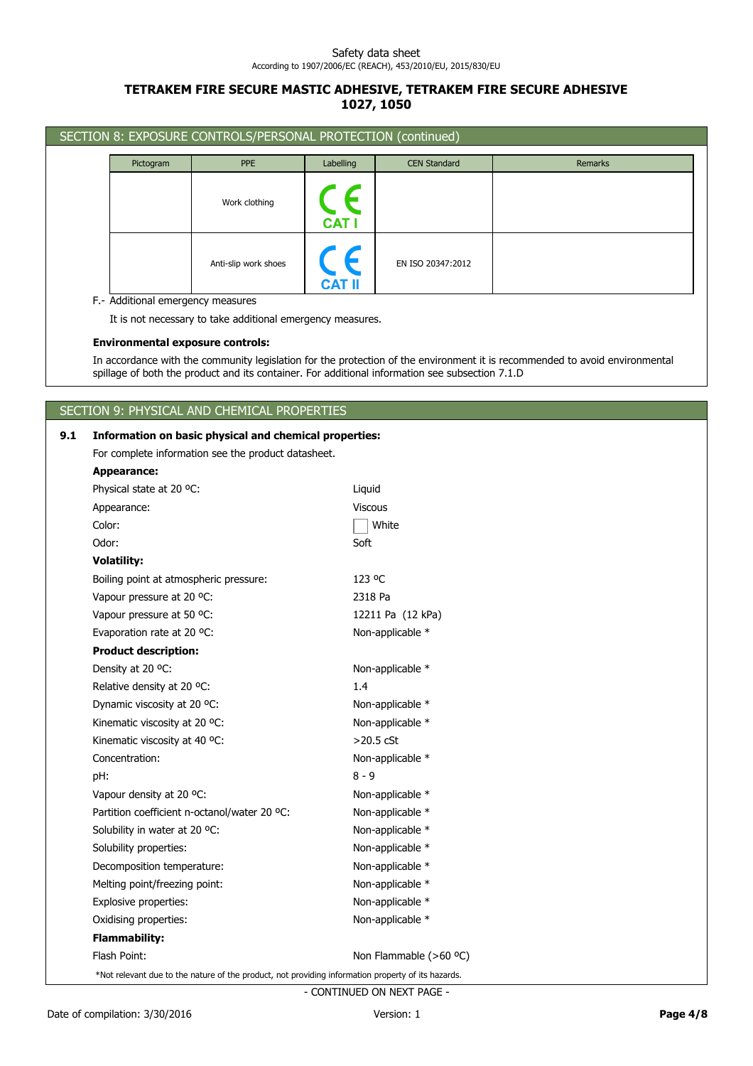## SECTION 8: EXPOSURE CONTROLS/PERSONAL PROTECTION (continued)

| Pictogram | PPE | Labelling | CEN Standard | Remarks |
|---|---|---|---|---|
| | Work clothing | CE CAT I | | |
| | Anti-slip work shoes | CE CAT II | EN ISO 20347:2012 | |

F.- Additional emergency measures

It is not necessary to take additional emergency measures.

**Environmental exposure controls:**

In accordance with the community legislation for the protection of the environment it is recommended to avoid environmental spillage of both the product and its container. For additional information see subsection 7.1.D

## SECTION 9: PHYSICAL AND CHEMICAL PROPERTIES

**9.1 Information on basic physical and chemical properties:**

For complete information see the product datasheet.

**Appearance:**

| | |
|---|---|
| Physical state at 20 ºC: | Liquid |
| Appearance: | Viscous |
| Color: | White |
| Odor: | Soft |

**Volatility:**

| | |
|---|---|
| Boiling point at atmospheric pressure: | 123 ºC |
| Vapour pressure at 20 ºC: | 2318 Pa |
| Vapour pressure at 50 ºC: | 12211 Pa (12 kPa) |
| Evaporation rate at 20 ºC: | Non-applicable * |

**Product description:**

| | |
|---|---|
| Density at 20 ºC: | Non-applicable * |
| Relative density at 20 ºC: | 1.4 |
| Dynamic viscosity at 20 ºC: | Non-applicable * |
| Kinematic viscosity at 20 ºC: | Non-applicable * |
| Kinematic viscosity at 40 ºC: | >20.5 cSt |
| Concentration: | Non-applicable * |
| pH: | 8 - 9 |
| Vapour density at 20 ºC: | Non-applicable * |
| Partition coefficient n-octanol/water 20 ºC: | Non-applicable * |
| Solubility in water at 20 ºC: | Non-applicable * |
| Solubility properties: | Non-applicable * |
| Decomposition temperature: | Non-applicable * |
| Melting point/freezing point: | Non-applicable * |
| Explosive properties: | Non-applicable * |
| Oxidising properties: | Non-applicable * |

**Flammability:**

| | |
|---|---|
| Flash Point: | Non Flammable (>60 ºC) |

*Not relevant due to the nature of the product, not providing information property of its hazards.

- CONTINUED ON NEXT PAGE -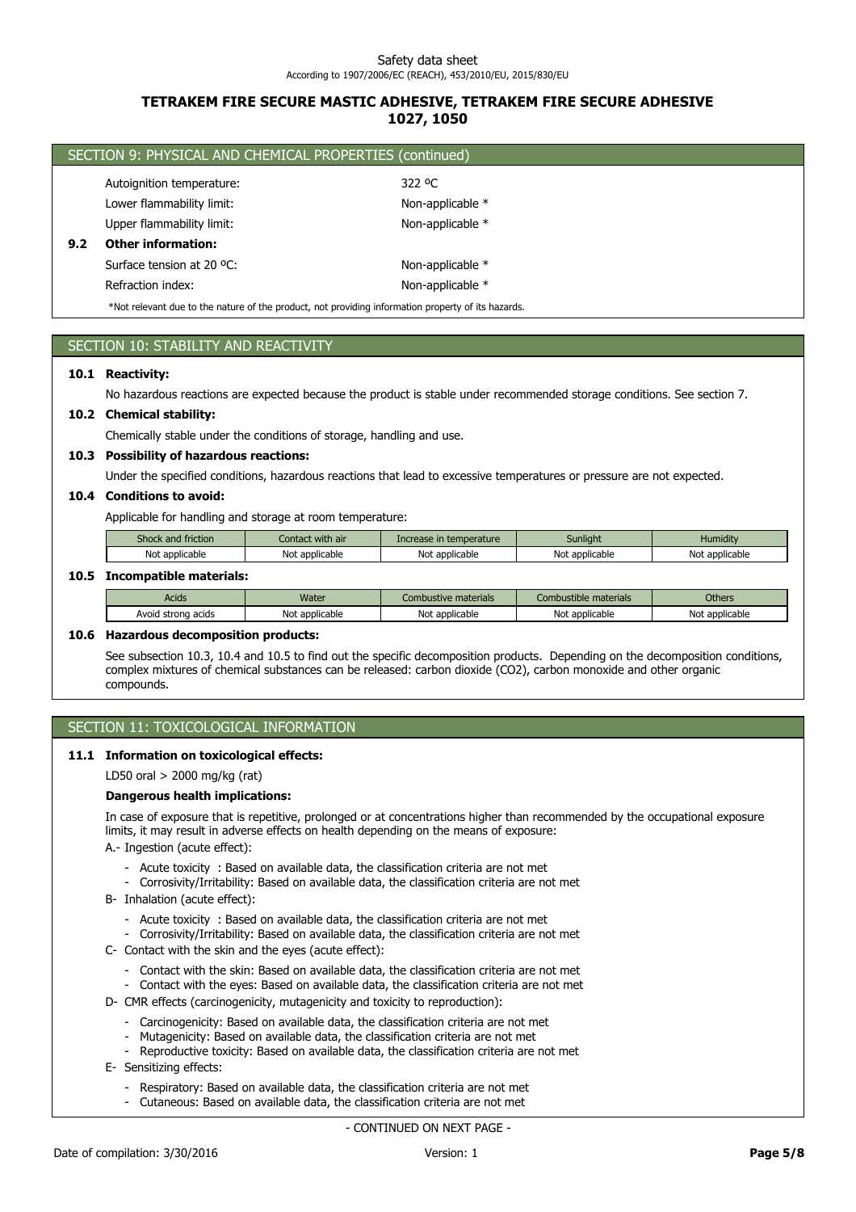## SECTION 9: PHYSICAL AND CHEMICAL PROPERTIES (continued)

Autoignition temperature: 322 ºC

Lower flammability limit: Non-applicable *

Upper flammability limit: Non-applicable *

**9.2 Other information:**

Surface tension at 20 ºC: Non-applicable *

Refraction index: Non-applicable *

*Not relevant due to the nature of the product, not providing information property of its hazards.

## SECTION 10: STABILITY AND REACTIVITY

**10.1 Reactivity:**

No hazardous reactions are expected because the product is stable under recommended storage conditions. See section 7.

**10.2 Chemical stability:**

Chemically stable under the conditions of storage, handling and use.

**10.3 Possibility of hazardous reactions:**

Under the specified conditions, hazardous reactions that lead to excessive temperatures or pressure are not expected.

**10.4 Conditions to avoid:**

Applicable for handling and storage at room temperature:

| Shock and friction | Contact with air | Increase in temperature | Sunlight | Humidity |
|---|---|---|---|---|
| Not applicable | Not applicable | Not applicable | Not applicable | Not applicable |

**10.5 Incompatible materials:**

| Acids | Water | Combustive materials | Combustible materials | Others |
|---|---|---|---|---|
| Avoid strong acids | Not applicable | Not applicable | Not applicable | Not applicable |

**10.6 Hazardous decomposition products:**

See subsection 10.3, 10.4 and 10.5 to find out the specific decomposition products. Depending on the decomposition conditions, complex mixtures of chemical substances can be released: carbon dioxide ($CO_2$), carbon monoxide and other organic compounds.

## SECTION 11: TOXICOLOGICAL INFORMATION

**11.1 Information on toxicological effects:**

LD50 oral > 2000 mg/kg (rat)

**Dangerous health implications:**

In case of exposure that is repetitive, prolonged or at concentrations higher than recommended by the occupational exposure limits, it may result in adverse effects on health depending on the means of exposure:

A.- Ingestion (acute effect):

- Acute toxicity : Based on available data, the classification criteria are not met
- Corrosivity/Irritability: Based on available data, the classification criteria are not met

B- Inhalation (acute effect):

- Acute toxicity : Based on available data, the classification criteria are not met
- Corrosivity/Irritability: Based on available data, the classification criteria are not met

C- Contact with the skin and the eyes (acute effect):

- Contact with the skin: Based on available data, the classification criteria are not met
- Contact with the eyes: Based on available data, the classification criteria are not met

D- CMR effects (carcinogenicity, mutagenicity and toxicity to reproduction):

- Carcinogenicity: Based on available data, the classification criteria are not met
- Mutagenicity: Based on available data, the classification criteria are not met
- Reproductive toxicity: Based on available data, the classification criteria are not met

E- Sensitizing effects:

- Respiratory: Based on available data, the classification criteria are not met
- Cutaneous: Based on available data, the classification criteria are not met

- CONTINUED ON NEXT PAGE -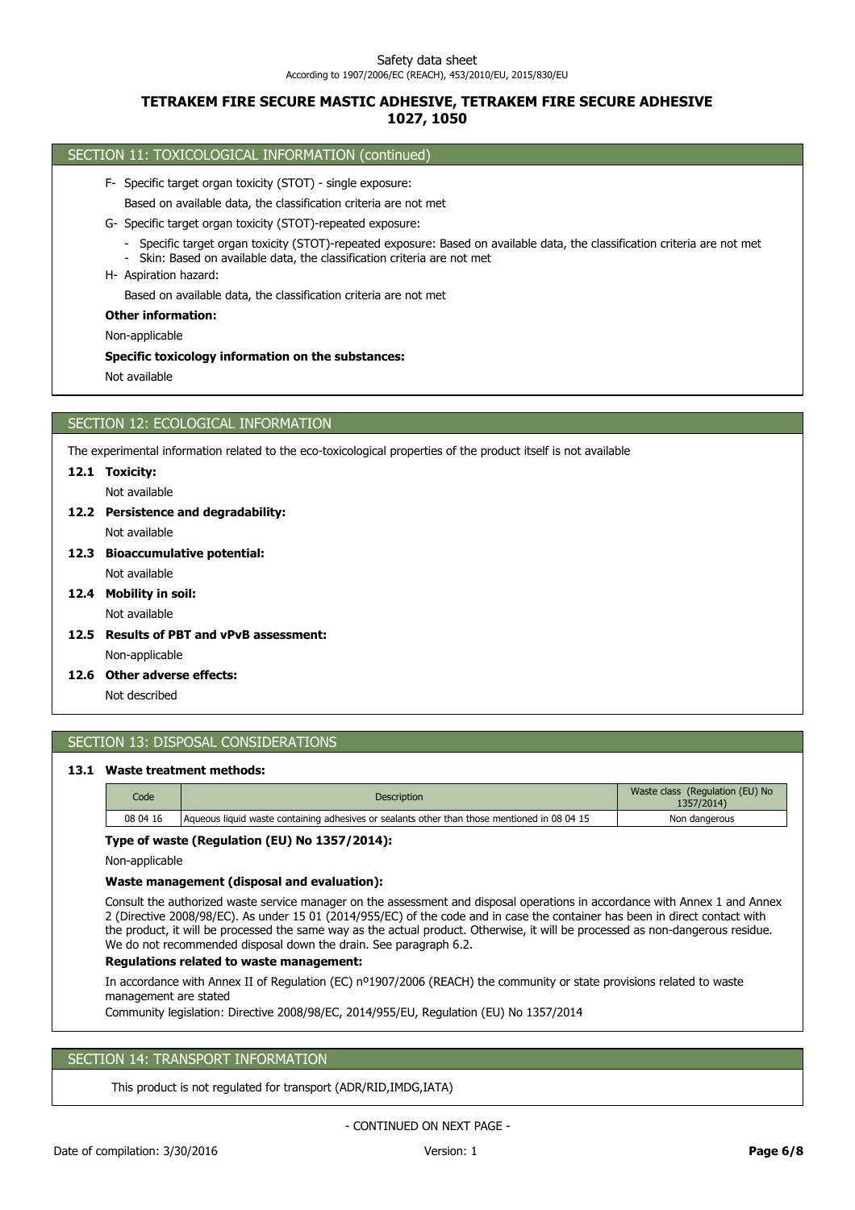## SECTION 11: TOXICOLOGICAL INFORMATION (continued)

F- Specific target organ toxicity (STOT) - single exposure:

Based on available data, the classification criteria are not met

G- Specific target organ toxicity (STOT)-repeated exposure:

- Specific target organ toxicity (STOT)-repeated exposure: Based on available data, the classification criteria are not met
- Skin: Based on available data, the classification criteria are not met

H- Aspiration hazard:

Based on available data, the classification criteria are not met

**Other information:**

Non-applicable

**Specific toxicology information on the substances:**

Not available

## SECTION 12: ECOLOGICAL INFORMATION

The experimental information related to the eco-toxicological properties of the product itself is not available

**12.1 Toxicity:**

Not available

**12.2 Persistence and degradability:**

Not available

**12.3 Bioaccumulative potential:**

Not available

**12.4 Mobility in soil:**

Not available

**12.5 Results of PBT and vPvB assessment:**

Non-applicable

**12.6 Other adverse effects:**

Not described

## SECTION 13: DISPOSAL CONSIDERATIONS

**13.1 Waste treatment methods:**

| Code | Description | Waste class (Regulation (EU) No 1357/2014) |
|---|---|---|
| 08 04 16 | Aqueous liquid waste containing adhesives or sealants other than those mentioned in 08 04 15 | Non dangerous |

**Type of waste (Regulation (EU) No 1357/2014):**

Non-applicable

**Waste management (disposal and evaluation):**

Consult the authorized waste service manager on the assessment and disposal operations in accordance with Annex 1 and Annex 2 (Directive 2008/98/EC). As under 15 01 (2014/955/EC) of the code and in case the container has been in direct contact with the product, it will be processed the same way as the actual product. Otherwise, it will be processed as non-dangerous residue. We do not recommended disposal down the drain. See paragraph 6.2.

**Regulations related to waste management:**

In accordance with Annex II of Regulation (EC) nº1907/2006 (REACH) the community or state provisions related to waste management are stated

Community legislation: Directive 2008/98/EC, 2014/955/EU, Regulation (EU) No 1357/2014

## SECTION 14: TRANSPORT INFORMATION

This product is not regulated for transport (ADR/RID,IMDG,IATA)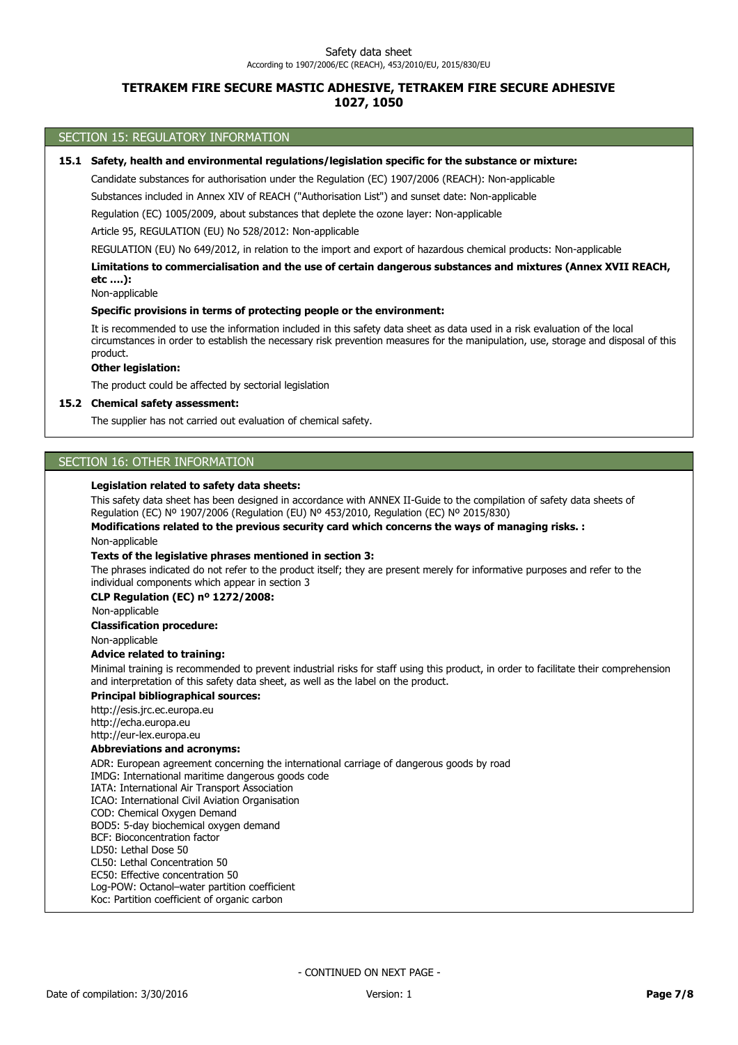## SECTION 15: REGULATORY INFORMATION

### 15.1 Safety, health and environmental regulations/legislation specific for the substance or mixture:

Candidate substances for authorisation under the Regulation (EC) 1907/2006 (REACH): Non-applicable

Substances included in Annex XIV of REACH ("Authorisation List") and sunset date: Non-applicable

Regulation (EC) 1005/2009, about substances that deplete the ozone layer: Non-applicable

Article 95, REGULATION (EU) No 528/2012: Non-applicable

REGULATION (EU) No 649/2012, in relation to the import and export of hazardous chemical products: Non-applicable

**Limitations to commercialisation and the use of certain dangerous substances and mixtures (Annex XVII REACH, etc ….):**

Non-applicable

**Specific provisions in terms of protecting people or the environment:**

It is recommended to use the information included in this safety data sheet as data used in a risk evaluation of the local circumstances in order to establish the necessary risk prevention measures for the manipulation, use, storage and disposal of this product.

**Other legislation:**

The product could be affected by sectorial legislation

### 15.2 Chemical safety assessment:

The supplier has not carried out evaluation of chemical safety.

## SECTION 16: OTHER INFORMATION

**Legislation related to safety data sheets:**

This safety data sheet has been designed in accordance with ANNEX II-Guide to the compilation of safety data sheets of Regulation (EC) Nº 1907/2006 (Regulation (EU) Nº 453/2010, Regulation (EC) Nº 2015/830)

**Modifications related to the previous security card which concerns the ways of managing risks. :**

Non-applicable

**Texts of the legislative phrases mentioned in section 3:**

The phrases indicated do not refer to the product itself; they are present merely for informative purposes and refer to the individual components which appear in section 3

**CLP Regulation (EC) nº 1272/2008:**

Non-applicable

**Classification procedure:**

Non-applicable

**Advice related to training:**

Minimal training is recommended to prevent industrial risks for staff using this product, in order to facilitate their comprehension and interpretation of this safety data sheet, as well as the label on the product.

**Principal bibliographical sources:**

http://esis.jrc.ec.europa.eu
http://echa.europa.eu
http://eur-lex.europa.eu

**Abbreviations and acronyms:**

ADR: European agreement concerning the international carriage of dangerous goods by road
IMDG: International maritime dangerous goods code
IATA: International Air Transport Association
ICAO: International Civil Aviation Organisation
COD: Chemical Oxygen Demand
BOD5: 5-day biochemical oxygen demand
BCF: Bioconcentration factor
LD50: Lethal Dose 50
CL50: Lethal Concentration 50
EC50: Effective concentration 50
Log-POW: Octanol–water partition coefficient
Koc: Partition coefficient of organic carbon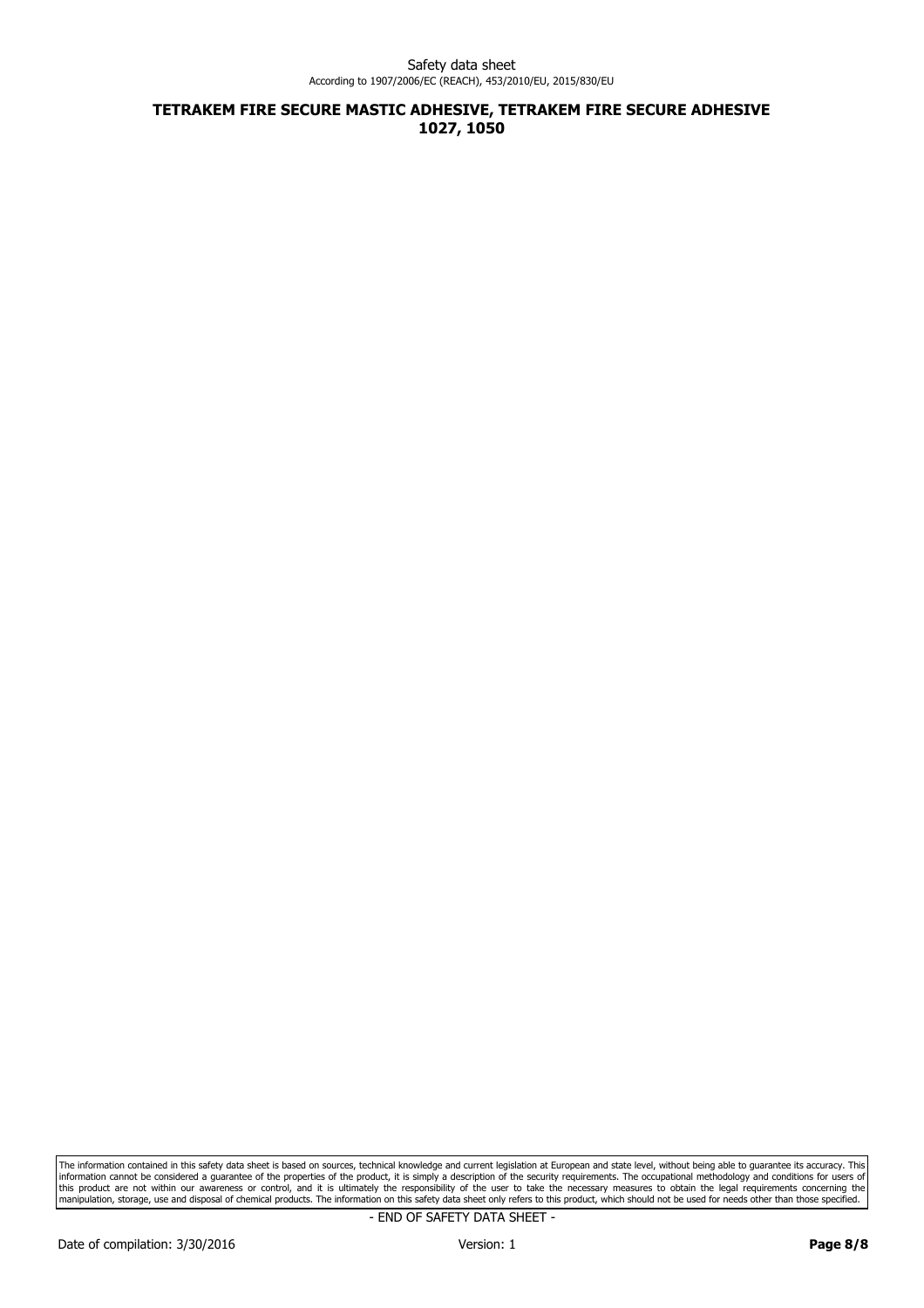The information contained in this safety data sheet is based on sources, technical knowledge and current legislation at European and state level, without being able to guarantee its accuracy. This information cannot be considered a guarantee of the properties of the product, it is simply a description of the security requirements. The occupational methodology and conditions for users of this product are not within our awareness or control, and it is ultimately the responsibility of the user to take the necessary measures to obtain the legal requirements concerning the manipulation, storage, use and disposal of chemical products. The information on this safety data sheet only refers to this product, which should not be used for needs other than those specified.

- END OF SAFETY DATA SHEET -